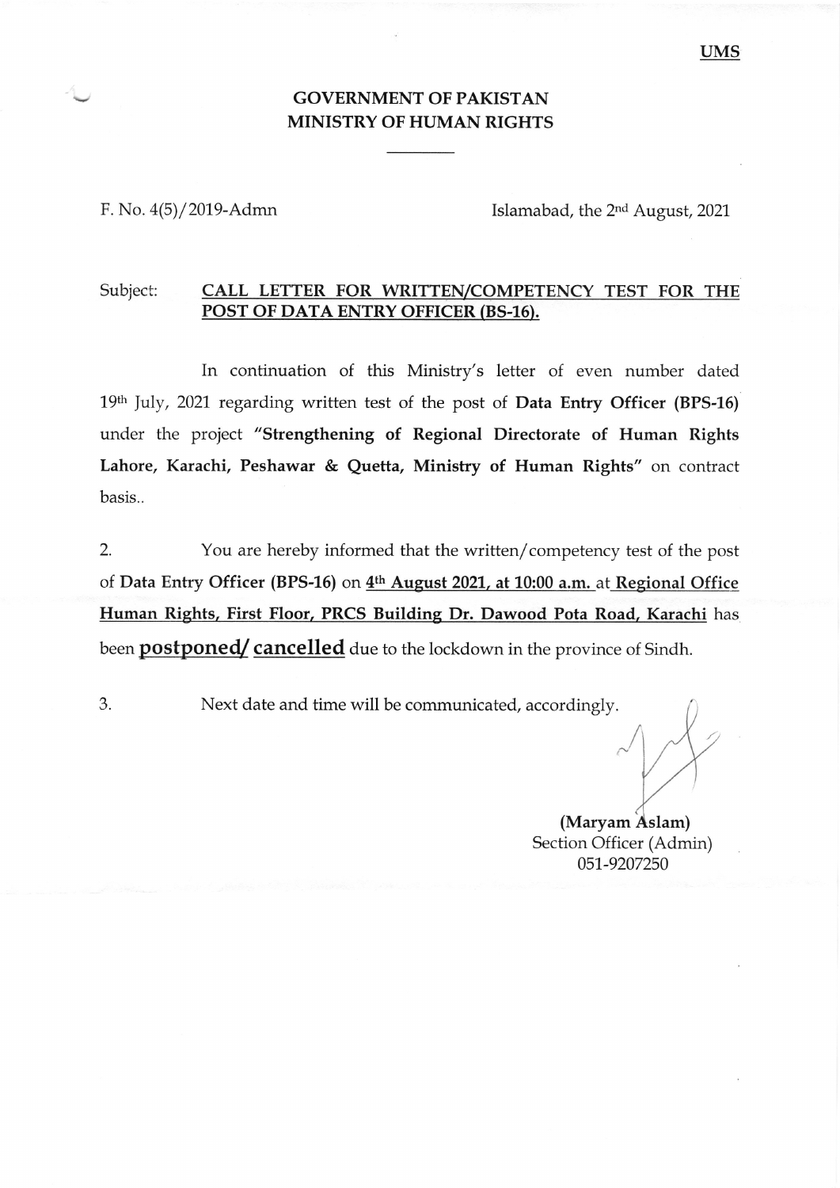UMS

# GOVERNMENT OF PAKISTAN
## MINISTRY OF HUMAN RIGHTS

F. No. 4(5)/2019-Admn

Islamabad, the 2nd August, 2021

Subject: **CALL LETTER FOR WRITTEN/COMPETENCY TEST FOR THE POST OF DATA ENTRY OFFICER (BS-16).**

In continuation of this Ministry's letter of even number dated 19th July, 2021 regarding written test of the post of **Data Entry Officer (BPS-16)** under the project **"Strengthening of Regional Directorate of Human Rights Lahore, Karachi, Peshawar & Quetta, Ministry of Human Rights"** on contract basis..

2. You are hereby informed that the written/competency test of the post of **Data Entry Officer (BPS-16)** on **4th August 2021, at 10:00 a.m.** at **Regional Office Human Rights, First Floor, PRCS Building Dr. Dawood Pota Road, Karachi** has been **postponed/ cancelled** due to the lockdown in the province of Sindh.

3. Next date and time will be communicated, accordingly.

**(Maryam Aslam)**
Section Officer (Admin)
051-9207250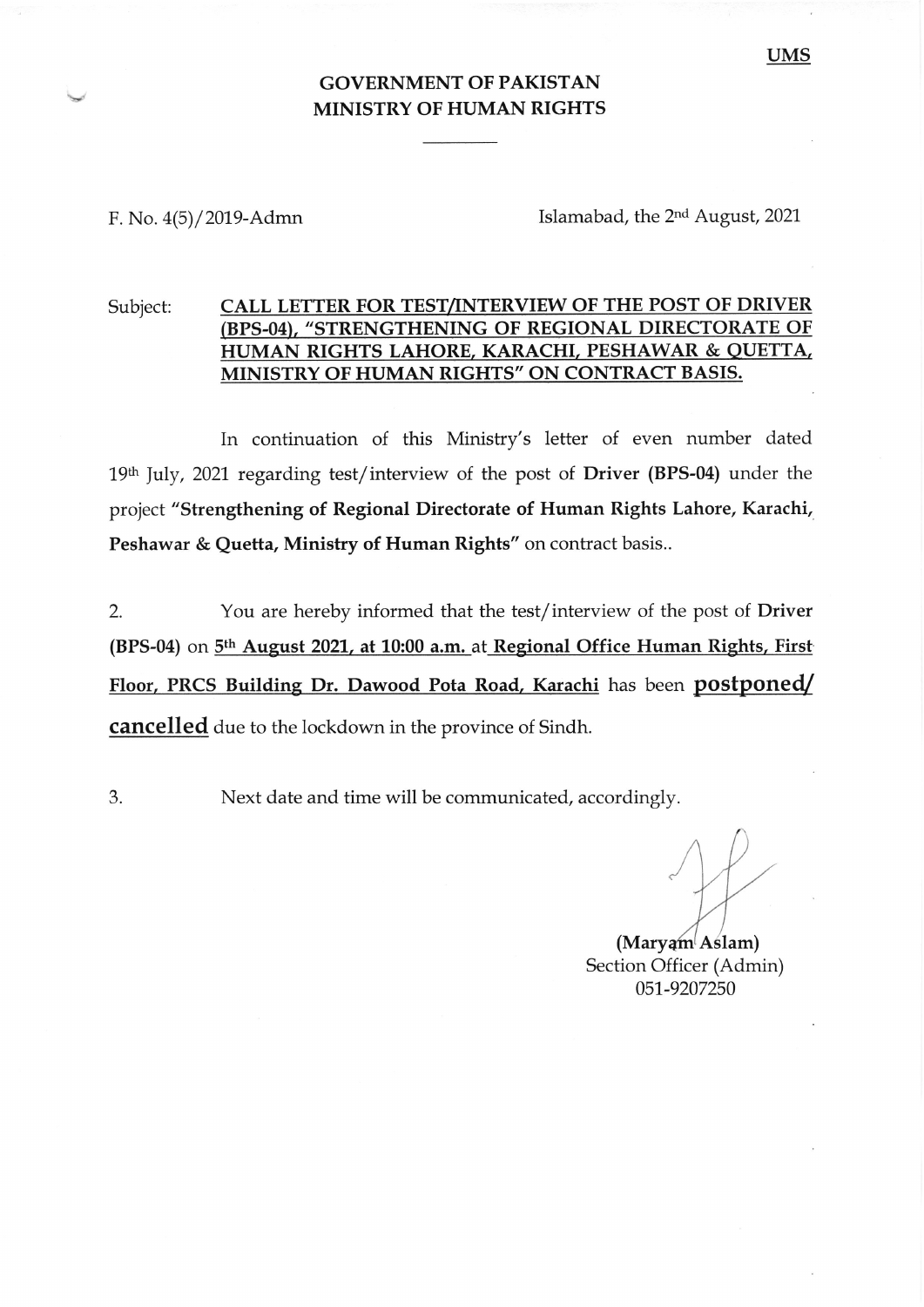UMS

**GOVERNMENT OF PAKISTAN**
**MINISTRY OF HUMAN RIGHTS**

F. No. 4(5)/2019-Admn

Islamabad, the 2nd August, 2021

Subject: **CALL LETTER FOR TEST/INTERVIEW OF THE POST OF DRIVER (BPS-04), "STRENGTHENING OF REGIONAL DIRECTORATE OF HUMAN RIGHTS LAHORE, KARACHI, PESHAWAR & QUETTA, MINISTRY OF HUMAN RIGHTS" ON CONTRACT BASIS.**

In continuation of this Ministry's letter of even number dated 19th July, 2021 regarding test/interview of the post of **Driver (BPS-04)** under the project **"Strengthening of Regional Directorate of Human Rights Lahore, Karachi, Peshawar & Quetta, Ministry of Human Rights"** on contract basis..

2. You are hereby informed that the test/interview of the post of **Driver (BPS-04)** on **5th August 2021, at 10:00 a.m.** at **Regional Office Human Rights, First Floor, PRCS Building Dr. Dawood Pota Road, Karachi** has been **postponed/ cancelled** due to the lockdown in the province of Sindh.

3. Next date and time will be communicated, accordingly.

**(Maryam Aslam)**
Section Officer (Admin)
051-9207250